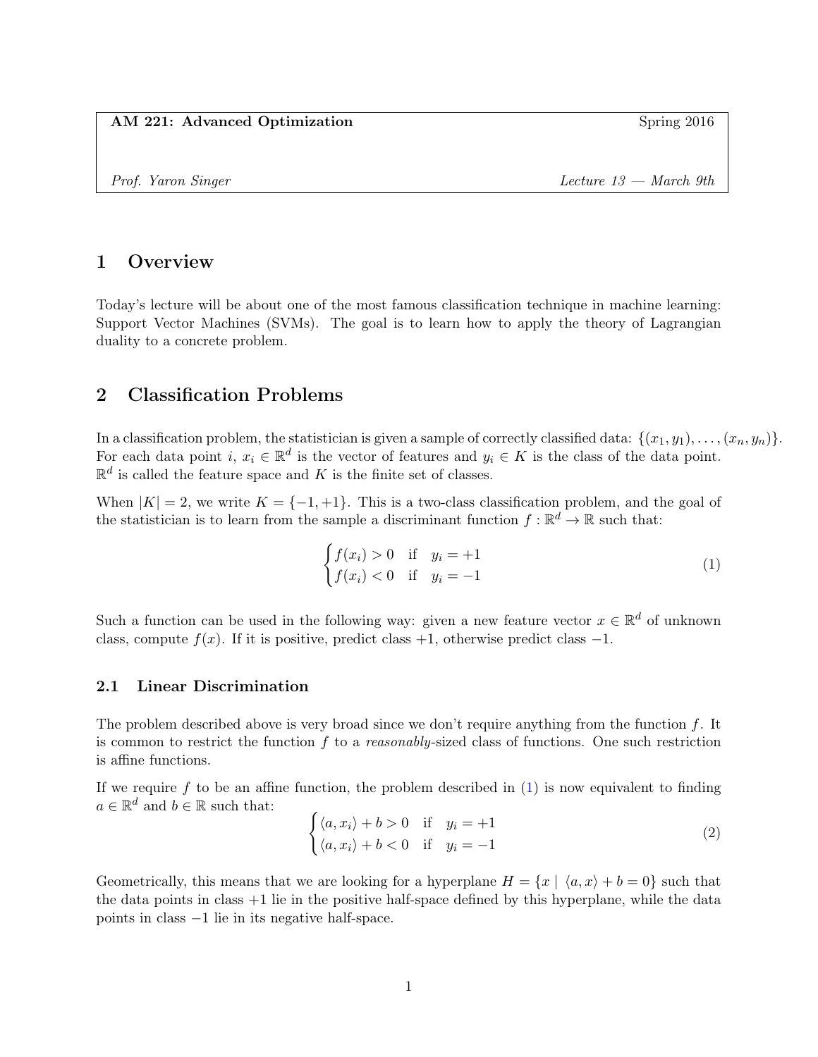AM 221: Advanced Optimization — Spring 2016

*Prof. Yaron Singer* — *Lecture 13 — March 9th*

# 1 Overview

Today's lecture will be about one of the most famous classification technique in machine learning: Support Vector Machines (SVMs). The goal is to learn how to apply the theory of Lagrangian duality to a concrete problem.

# 2 Classification Problems

In a classification problem, the statistician is given a sample of correctly classified data: $\{(x_1, y_1), \dots, (x_n, y_n)\}$. For each data point $i$, $x_i \in \mathbb{R}^d$ is the vector of features and $y_i \in K$ is the class of the data point. $\mathbb{R}^d$ is called the feature space and $K$ is the finite set of classes.

When $|K| = 2$, we write $K = \{-1, +1\}$. This is a two-class classification problem, and the goal of the statistician is to learn from the sample a discriminant function $f : \mathbb{R}^d \to \mathbb{R}$ such that:

$$\begin{cases} f(x_i) > 0 & \text{if} \quad y_i = +1 \\ f(x_i) < 0 & \text{if} \quad y_i = -1 \end{cases} \tag{1}$$

Such a function can be used in the following way: given a new feature vector $x \in \mathbb{R}^d$ of unknown class, compute $f(x)$. If it is positive, predict class $+1$, otherwise predict class $-1$.

## 2.1 Linear Discrimination

The problem described above is very broad since we don't require anything from the function $f$. It is common to restrict the function $f$ to a *reasonably*-sized class of functions. One such restriction is affine functions.

If we require $f$ to be an affine function, the problem described in (1) is now equivalent to finding $a \in \mathbb{R}^d$ and $b \in \mathbb{R}$ such that:

$$\begin{cases} \langle a, x_i \rangle + b > 0 & \text{if} \quad y_i = +1 \\ \langle a, x_i \rangle + b < 0 & \text{if} \quad y_i = -1 \end{cases} \tag{2}$$

Geometrically, this means that we are looking for a hyperplane $H = \{x \mid \langle a, x \rangle + b = 0\}$ such that the data points in class $+1$ lie in the positive half-space defined by this hyperplane, while the data points in class $-1$ lie in its negative half-space.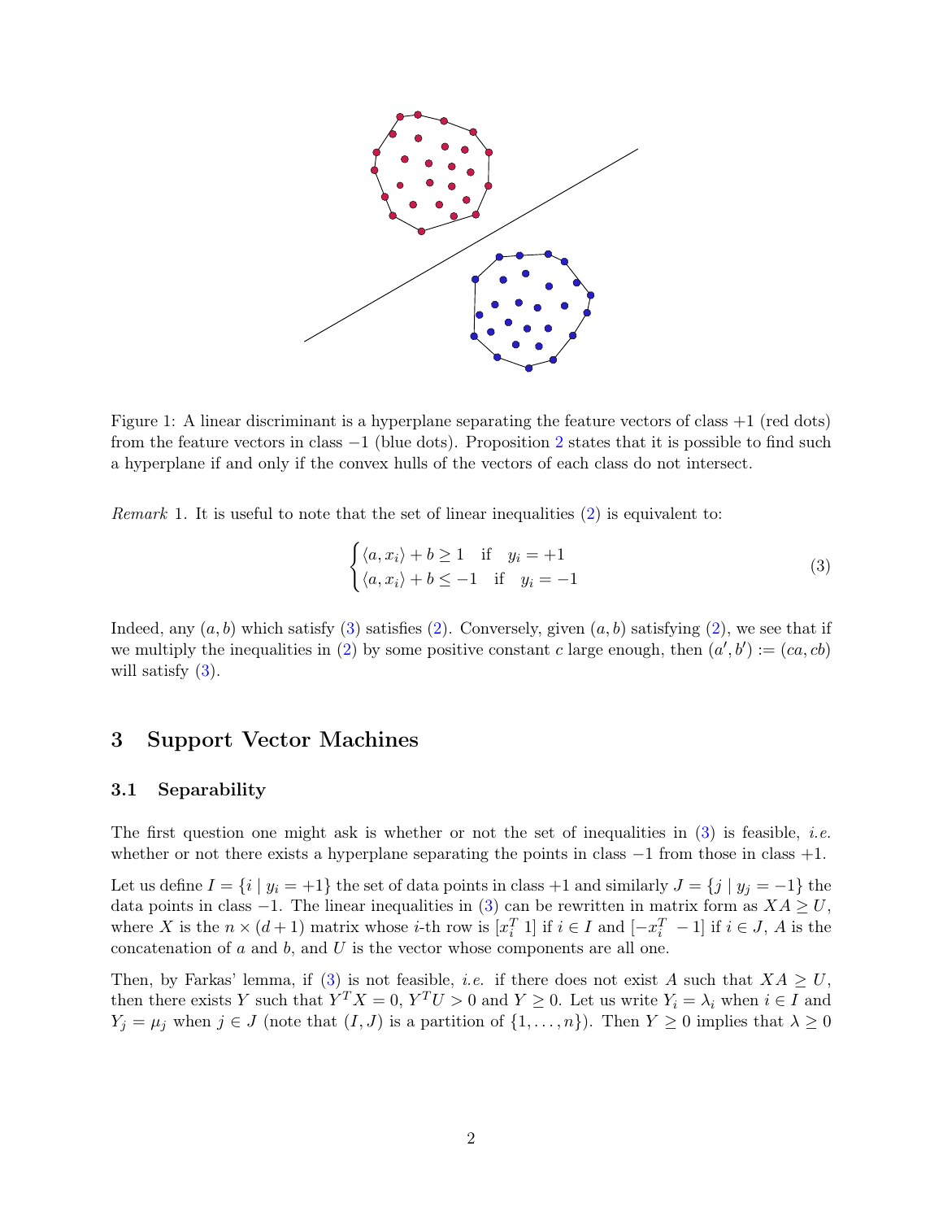Figure 1: A linear discriminant is a hyperplane separating the feature vectors of class $+1$ (red dots) from the feature vectors in class $-1$ (blue dots). Proposition 2 states that it is possible to find such a hyperplane if and only if the convex hulls of the vectors of each class do not intersect.

*Remark* 1. It is useful to note that the set of linear inequalities (2) is equivalent to:

$$\begin{cases} \langle a, x_i \rangle + b \geq 1 & \text{if} \quad y_i = +1 \\ \langle a, x_i \rangle + b \leq -1 & \text{if} \quad y_i = -1 \end{cases} \tag{3}$$

Indeed, any $(a, b)$ which satisfy (3) satisfies (2). Conversely, given $(a, b)$ satisfying (2), we see that if we multiply the inequalities in (2) by some positive constant $c$ large enough, then $(a', b') := (ca, cb)$ will satisfy (3).

## 3 Support Vector Machines

### 3.1 Separability

The first question one might ask is whether or not the set of inequalities in (3) is feasible, *i.e.* whether or not there exists a hyperplane separating the points in class $-1$ from those in class $+1$.

Let us define $I = \{i \mid y_i = +1\}$ the set of data points in class $+1$ and similarly $J = \{j \mid y_j = -1\}$ the data points in class $-1$. The linear inequalities in (3) can be rewritten in matrix form as $XA \geq U$, where $X$ is the $n \times (d+1)$ matrix whose $i$-th row is $[x_i^T \ 1]$ if $i \in I$ and $[-x_i^T \ -1]$ if $i \in J$, $A$ is the concatenation of $a$ and $b$, and $U$ is the vector whose components are all one.

Then, by Farkas' lemma, if (3) is not feasible, *i.e.* if there does not exist $A$ such that $XA \geq U$, then there exists $Y$ such that $Y^T X = 0$, $Y^T U > 0$ and $Y \geq 0$. Let us write $Y_i = \lambda_i$ when $i \in I$ and $Y_j = \mu_j$ when $j \in J$ (note that $(I, J)$ is a partition of $\{1, \dots, n\}$). Then $Y \geq 0$ implies that $\lambda \geq 0$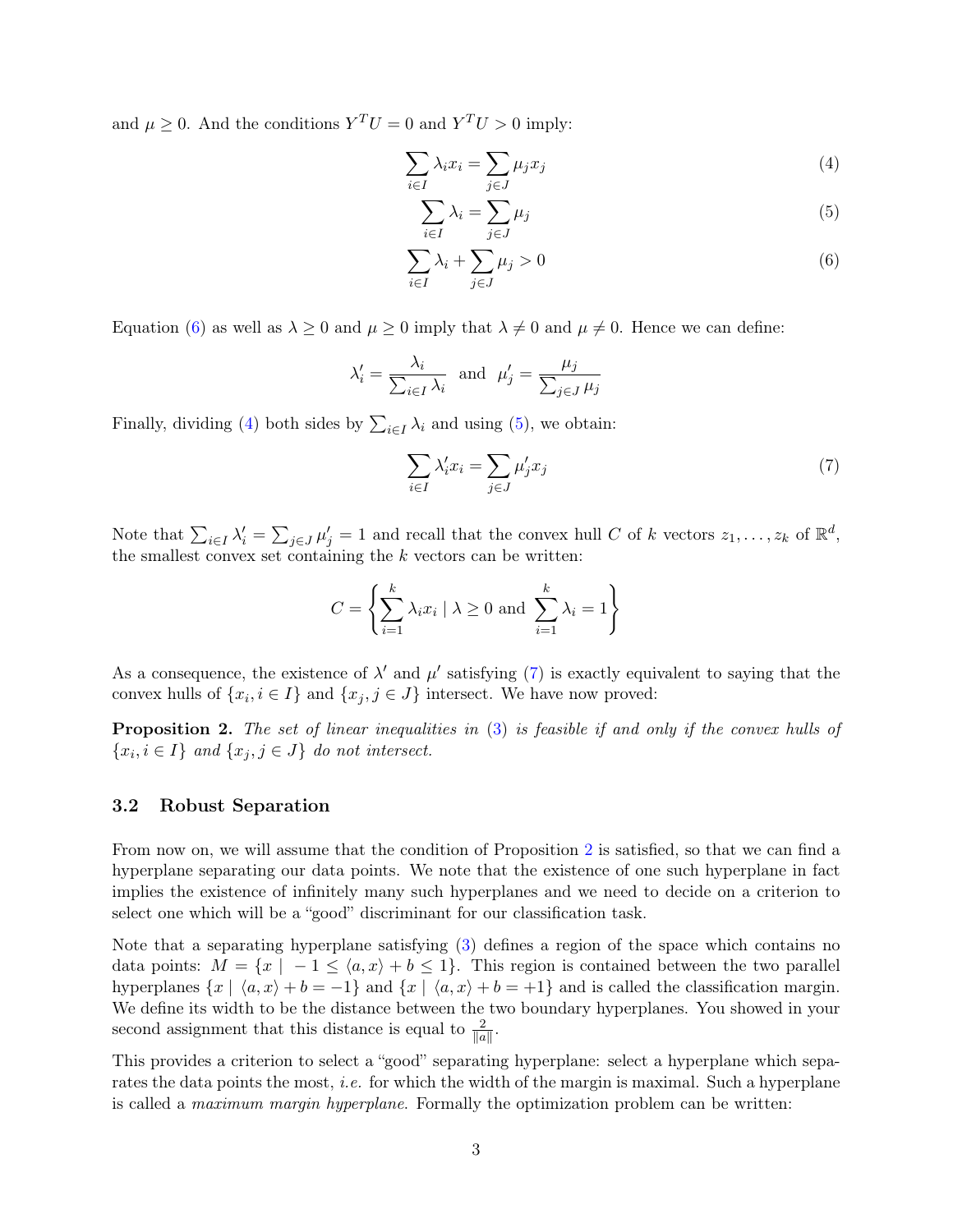and $\mu \geq 0$. And the conditions $Y^T U = 0$ and $Y^T U > 0$ imply:

$$\sum_{i \in I} \lambda_i x_i = \sum_{j \in J} \mu_j x_j \tag{4}$$

$$\sum_{i \in I} \lambda_i = \sum_{j \in J} \mu_j \tag{5}$$

$$\sum_{i \in I} \lambda_i + \sum_{j \in J} \mu_j > 0 \tag{6}$$

Equation (6) as well as $\lambda \geq 0$ and $\mu \geq 0$ imply that $\lambda \neq 0$ and $\mu \neq 0$. Hence we can define:

$$\lambda'_i = \frac{\lambda_i}{\sum_{i \in I} \lambda_i} \quad \text{and} \quad \mu'_j = \frac{\mu_j}{\sum_{j \in J} \mu_j}$$

Finally, dividing (4) both sides by $\sum_{i \in I} \lambda_i$ and using (5), we obtain:

$$\sum_{i \in I} \lambda'_i x_i = \sum_{j \in J} \mu'_j x_j \tag{7}$$

Note that $\sum_{i \in I} \lambda'_i = \sum_{j \in J} \mu'_j = 1$ and recall that the convex hull $C$ of $k$ vectors $z_1, \ldots, z_k$ of $\mathbb{R}^d$, the smallest convex set containing the $k$ vectors can be written:

$$C = \left\{ \sum_{i=1}^{k} \lambda_i x_i \mid \lambda \geq 0 \text{ and } \sum_{i=1}^{k} \lambda_i = 1 \right\}$$

As a consequence, the existence of $\lambda'$ and $\mu'$ satisfying (7) is exactly equivalent to saying that the convex hulls of $\{x_i, i \in I\}$ and $\{x_j, j \in J\}$ intersect. We have now proved:

**Proposition 2.** *The set of linear inequalities in (3) is feasible if and only if the convex hulls of $\{x_i, i \in I\}$ and $\{x_j, j \in J\}$ do not intersect.*

### 3.2 Robust Separation

From now on, we will assume that the condition of Proposition 2 is satisfied, so that we can find a hyperplane separating our data points. We note that the existence of one such hyperplane in fact implies the existence of infinitely many such hyperplanes and we need to decide on a criterion to select one which will be a "good" discriminant for our classification task.

Note that a separating hyperplane satisfying (3) defines a region of the space which contains no data points: $M = \{x \mid -1 \leq \langle a, x \rangle + b \leq 1\}$. This region is contained between the two parallel hyperplanes $\{x \mid \langle a, x \rangle + b = -1\}$ and $\{x \mid \langle a, x \rangle + b = +1\}$ and is called the classification margin. We define its width to be the distance between the two boundary hyperplanes. You showed in your second assignment that this distance is equal to $\frac{2}{\|a\|}$.

This provides a criterion to select a "good" separating hyperplane: select a hyperplane which separates the data points the most, *i.e.* for which the width of the margin is maximal. Such a hyperplane is called a *maximum margin hyperplane*. Formally the optimization problem can be written: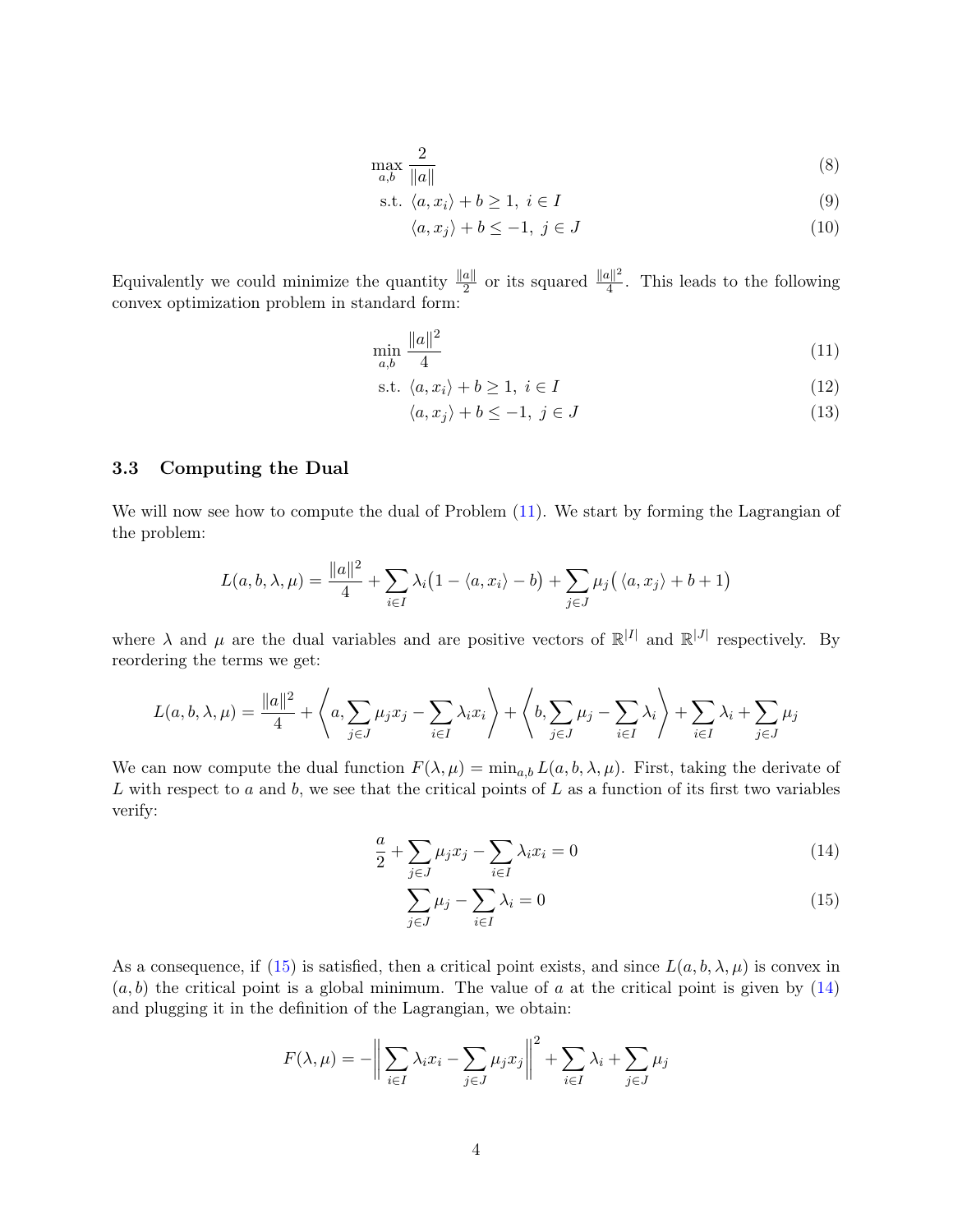$$
\begin{aligned}
\max_{a,b}\ & \frac{2}{\|a\|} && (8)\\
\text{s.t. } & \langle a, x_i\rangle + b \geq 1,\ i \in I && (9)\\
& \langle a, x_j\rangle + b \leq -1,\ j \in J && (10)
\end{aligned}
$$

Equivalently we could minimize the quantity $\frac{\|a\|}{2}$ or its squared $\frac{\|a\|^2}{4}$. This leads to the following convex optimization problem in standard form:

$$
\begin{aligned}
\min_{a,b}\ & \frac{\|a\|^2}{4} && (11)\\
\text{s.t. } & \langle a, x_i\rangle + b \geq 1,\ i \in I && (12)\\
& \langle a, x_j\rangle + b \leq -1,\ j \in J && (13)
\end{aligned}
$$

### 3.3 Computing the Dual

We will now see how to compute the dual of Problem (11). We start by forming the Lagrangian of the problem:

$$
L(a, b, \lambda, \mu) = \frac{\|a\|^2}{4} + \sum_{i\in I} \lambda_i\big(1 - \langle a, x_i\rangle - b\big) + \sum_{j\in J} \mu_j\big(\langle a, x_j\rangle + b + 1\big)
$$

where $\lambda$ and $\mu$ are the dual variables and are positive vectors of $\mathbb{R}^{|I|}$ and $\mathbb{R}^{|J|}$ respectively. By reordering the terms we get:

$$
L(a, b, \lambda, \mu) = \frac{\|a\|^2}{4} + \left\langle a, \sum_{j\in J} \mu_j x_j - \sum_{i\in I} \lambda_i x_i \right\rangle + \left\langle b, \sum_{j\in J} \mu_j - \sum_{i\in I} \lambda_i \right\rangle + \sum_{i\in I} \lambda_i + \sum_{j\in J} \mu_j
$$

We can now compute the dual function $F(\lambda, \mu) = \min_{a,b} L(a, b, \lambda, \mu)$. First, taking the derivate of $L$ with respect to $a$ and $b$, we see that the critical points of $L$ as a function of its first two variables verify:

$$
\begin{aligned}
\frac{a}{2} + \sum_{j\in J} \mu_j x_j - \sum_{i\in I} \lambda_i x_i = 0 && (14)\\
\sum_{j\in J} \mu_j - \sum_{i\in I} \lambda_i = 0 && (15)
\end{aligned}
$$

As a consequence, if (15) is satisfied, then a critical point exists, and since $L(a, b, \lambda, \mu)$ is convex in $(a, b)$ the critical point is a global minimum. The value of $a$ at the critical point is given by (14) and plugging it in the definition of the Lagrangian, we obtain:

$$
F(\lambda, \mu) = -\left\| \sum_{i\in I} \lambda_i x_i - \sum_{j\in J} \mu_j x_j \right\|^2 + \sum_{i\in I} \lambda_i + \sum_{j\in J} \mu_j
$$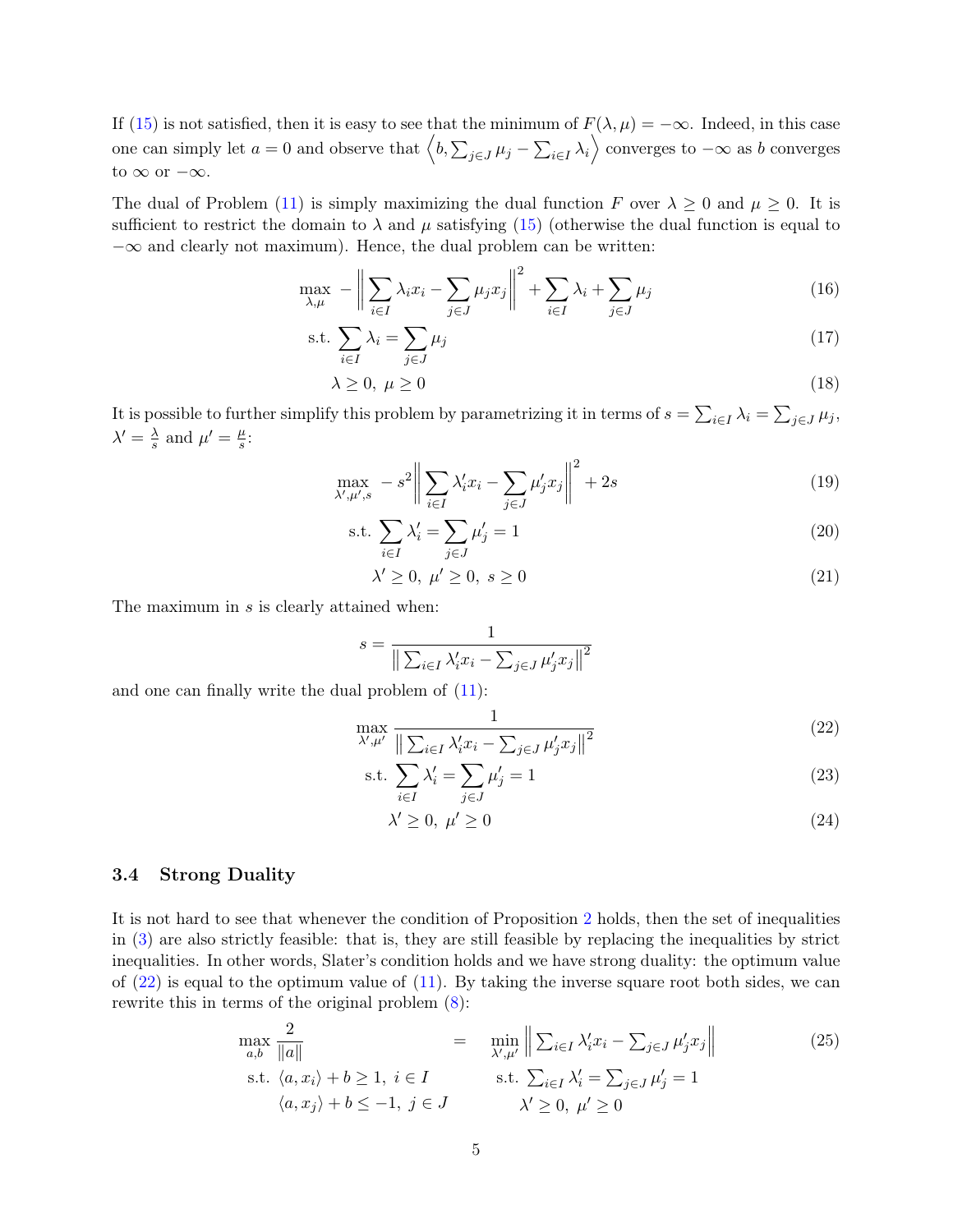If (15) is not satisfied, then it is easy to see that the minimum of $F(\lambda, \mu) = -\infty$. Indeed, in this case one can simply let $a = 0$ and observe that $\left\langle b, \sum_{j \in J} \mu_j - \sum_{i \in I} \lambda_i \right\rangle$ converges to $-\infty$ as $b$ converges to $\infty$ or $-\infty$.

The dual of Problem (11) is simply maximizing the dual function $F$ over $\lambda \geq 0$ and $\mu \geq 0$. It is sufficient to restrict the domain to $\lambda$ and $\mu$ satisfying (15) (otherwise the dual function is equal to $-\infty$ and clearly not maximum). Hence, the dual problem can be written:

$$\max_{\lambda, \mu} \; -\left\| \sum_{i \in I} \lambda_i x_i - \sum_{j \in J} \mu_j x_j \right\|^2 + \sum_{i \in I} \lambda_i + \sum_{j \in J} \mu_j \tag{16}$$

$$\text{s.t. } \sum_{i \in I} \lambda_i = \sum_{j \in J} \mu_j \tag{17}$$

$$\lambda \geq 0, \; \mu \geq 0 \tag{18}$$

It is possible to further simplify this problem by parametrizing it in terms of $s = \sum_{i \in I} \lambda_i = \sum_{j \in J} \mu_j$, $\lambda' = \frac{\lambda}{s}$ and $\mu' = \frac{\mu}{s}$:

$$\max_{\lambda', \mu', s} \; -s^2 \left\| \sum_{i \in I} \lambda'_i x_i - \sum_{j \in J} \mu'_j x_j \right\|^2 + 2s \tag{19}$$

$$\text{s.t. } \sum_{i \in I} \lambda'_i = \sum_{j \in J} \mu'_j = 1 \tag{20}$$

$$\lambda' \geq 0, \; \mu' \geq 0, \; s \geq 0 \tag{21}$$

The maximum in $s$ is clearly attained when:

$$s = \frac{1}{\left\| \sum_{i \in I} \lambda'_i x_i - \sum_{j \in J} \mu'_j x_j \right\|^2}$$

and one can finally write the dual problem of (11):

$$\max_{\lambda', \mu'} \; \frac{1}{\left\| \sum_{i \in I} \lambda'_i x_i - \sum_{j \in J} \mu'_j x_j \right\|^2} \tag{22}$$

$$\text{s.t. } \sum_{i \in I} \lambda'_i = \sum_{j \in J} \mu'_j = 1 \tag{23}$$

$$\lambda' \geq 0, \; \mu' \geq 0 \tag{24}$$

### 3.4 Strong Duality

It is not hard to see that whenever the condition of Proposition 2 holds, then the set of inequalities in (3) are also strictly feasible: that is, they are still feasible by replacing the inequalities by strict inequalities. In other words, Slater's condition holds and we have strong duality: the optimum value of (22) is equal to the optimum value of (11). By taking the inverse square root both sides, we can rewrite this in terms of the original problem (8):

$$\begin{array}{lcl}
\displaystyle\max_{a,b} \frac{2}{\|a\|} & = & \displaystyle\min_{\lambda', \mu'} \left\| \textstyle\sum_{i \in I} \lambda'_i x_i - \sum_{j \in J} \mu'_j x_j \right\| \\
\text{s.t. } \langle a, x_i \rangle + b \geq 1, \; i \in I & & \text{s.t. } \sum_{i \in I} \lambda'_i = \sum_{j \in J} \mu'_j = 1 \\
\quad\;\; \langle a, x_j \rangle + b \leq -1, \; j \in J & & \quad\;\; \lambda' \geq 0, \; \mu' \geq 0
\end{array} \tag{25}$$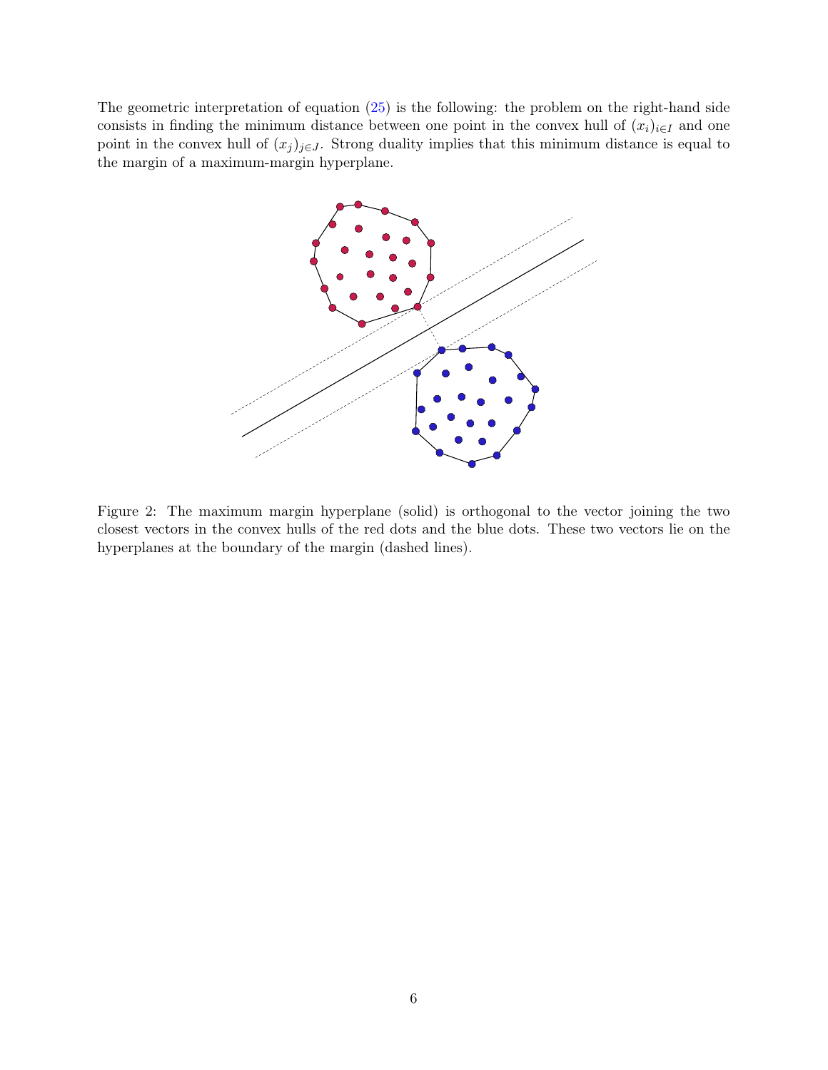The geometric interpretation of equation (25) is the following: the problem on the right-hand side consists in finding the minimum distance between one point in the convex hull of $(x_i)_{i\in I}$ and one point in the convex hull of $(x_j)_{j\in J}$. Strong duality implies that this minimum distance is equal to the margin of a maximum-margin hyperplane.

Figure 2: The maximum margin hyperplane (solid) is orthogonal to the vector joining the two closest vectors in the convex hulls of the red dots and the blue dots. These two vectors lie on the hyperplanes at the boundary of the margin (dashed lines).